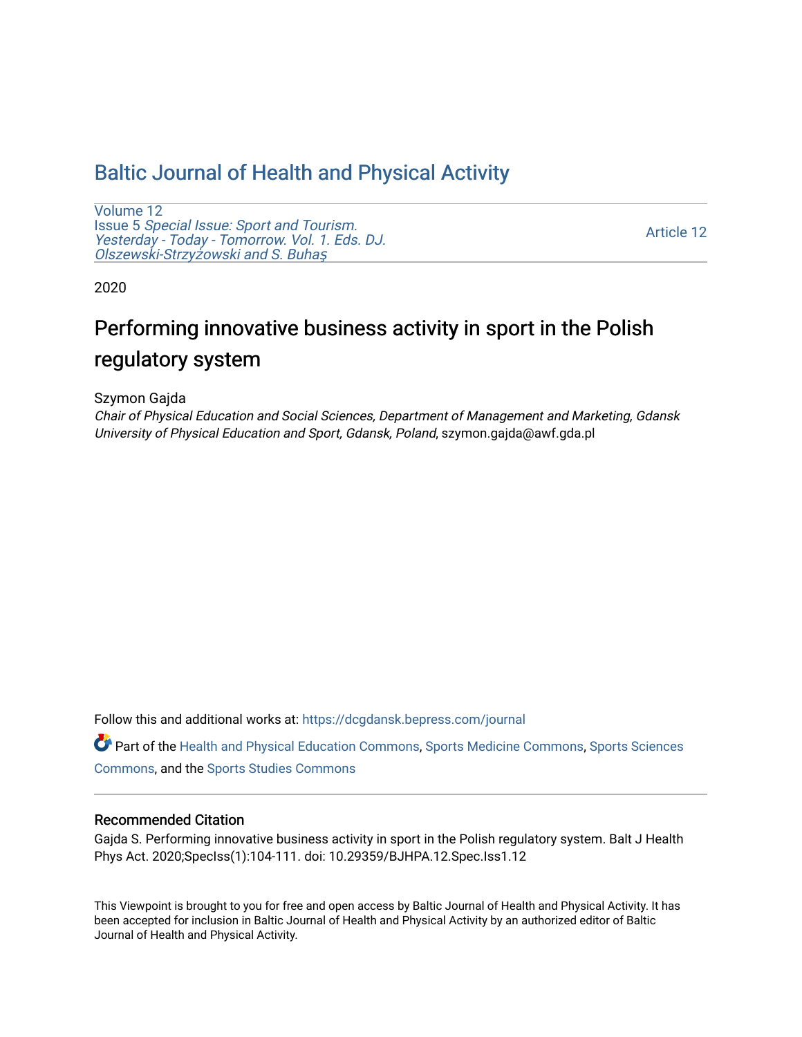# Baltic Journal of Health and Physical Activity

Volume 12
Issue 5 *Special Issue: Sport and Tourism. Yesterday - Today - Tomorrow. Vol. 1. Eds. DJ. Olszewski-Strzyżowski and S. Buhaş*

Article 12

2020

## Performing innovative business activity in sport in the Polish regulatory system

Szymon Gajda
*Chair of Physical Education and Social Sciences, Department of Management and Marketing, Gdansk University of Physical Education and Sport, Gdansk, Poland*, szymon.gajda@awf.gda.pl

Follow this and additional works at: https://dcgdansk.bepress.com/journal

Part of the Health and Physical Education Commons, Sports Medicine Commons, Sports Sciences Commons, and the Sports Studies Commons

### Recommended Citation

Gajda S. Performing innovative business activity in sport in the Polish regulatory system. Balt J Health Phys Act. 2020;SpecIss(1):104-111. doi: 10.29359/BJHPA.12.Spec.Iss1.12

This Viewpoint is brought to you for free and open access by Baltic Journal of Health and Physical Activity. It has been accepted for inclusion in Baltic Journal of Health and Physical Activity by an authorized editor of Baltic Journal of Health and Physical Activity.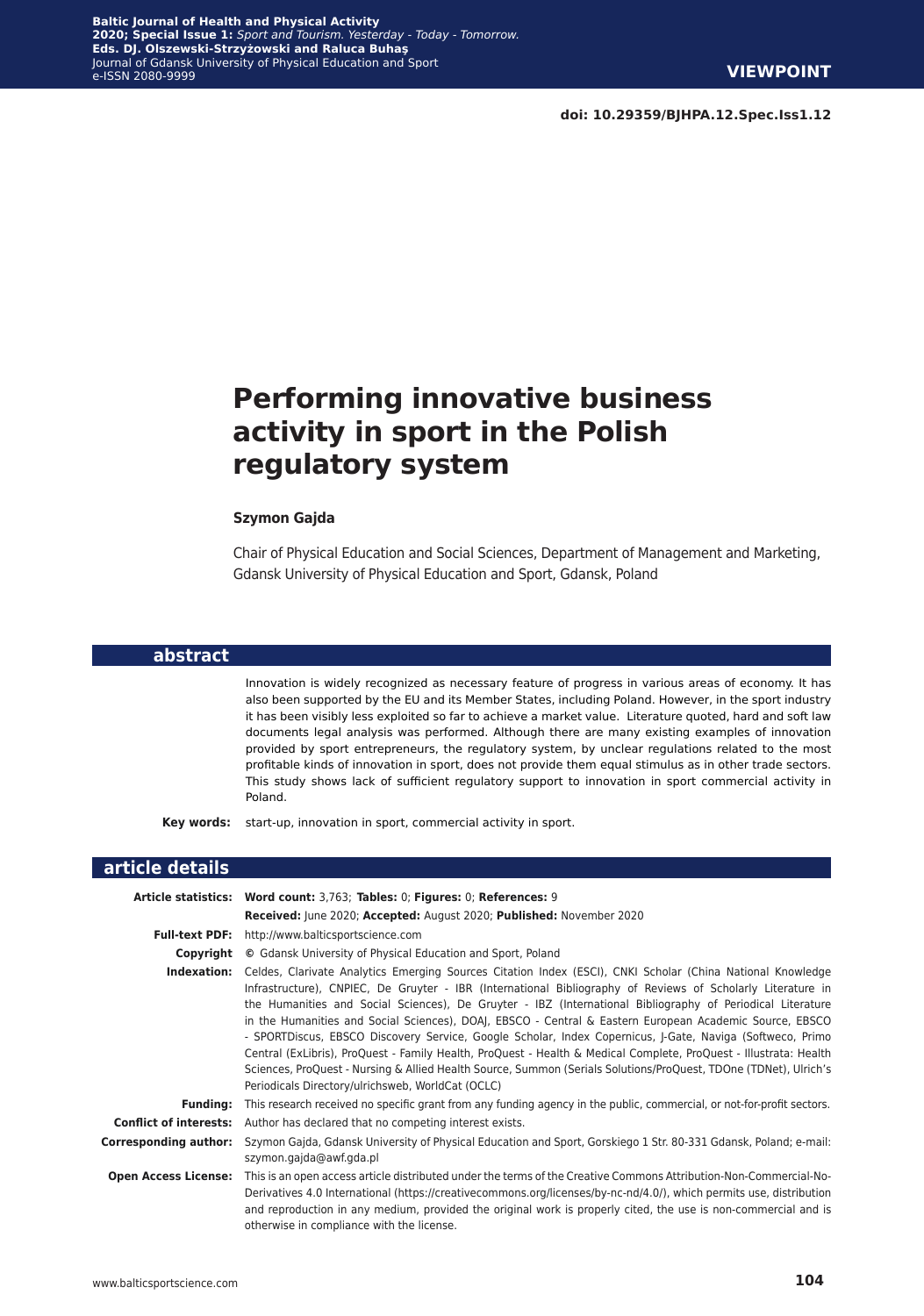**VIEWPOINT**

**doi: 10.29359/BJHPA.12.Spec.Iss1.12**

# Performing innovative business activity in sport in the Polish regulatory system

**Szymon Gajda**

Chair of Physical Education and Social Sciences, Department of Management and Marketing, Gdansk University of Physical Education and Sport, Gdansk, Poland

## abstract

Innovation is widely recognized as necessary feature of progress in various areas of economy. It has also been supported by the EU and its Member States, including Poland. However, in the sport industry it has been visibly less exploited so far to achieve a market value. Literature quoted, hard and soft law documents legal analysis was performed. Although there are many existing examples of innovation provided by sport entrepreneurs, the regulatory system, by unclear regulations related to the most profitable kinds of innovation in sport, does not provide them equal stimulus as in other trade sectors. This study shows lack of sufficient regulatory support to innovation in sport commercial activity in Poland.

**Key words:** start-up, innovation in sport, commercial activity in sport.

## article details

**Article statistics:** **Word count:** 3,763; **Tables:** 0; **Figures:** 0; **References:** 9
**Received:** June 2020; **Accepted:** August 2020; **Published:** November 2020

**Full-text PDF:** http://www.balticsportscience.com

**Copyright** © Gdansk University of Physical Education and Sport, Poland

**Indexation:** Celdes, Clarivate Analytics Emerging Sources Citation Index (ESCI), CNKI Scholar (China National Knowledge Infrastructure), CNPIEC, De Gruyter - IBR (International Bibliography of Reviews of Scholarly Literature in the Humanities and Social Sciences), De Gruyter - IBZ (International Bibliography of Periodical Literature in the Humanities and Social Sciences), DOAJ, EBSCO - Central & Eastern European Academic Source, EBSCO - SPORTDiscus, EBSCO Discovery Service, Google Scholar, Index Copernicus, J-Gate, Naviga (Softweco, Primo Central (ExLibris), ProQuest - Family Health, ProQuest - Health & Medical Complete, ProQuest - Illustrata: Health Sciences, ProQuest - Nursing & Allied Health Source, Summon (Serials Solutions/ProQuest, TDOne (TDNet), Ulrich's Periodicals Directory/ulrichsweb, WorldCat (OCLC)

**Funding:** This research received no specific grant from any funding agency in the public, commercial, or not-for-profit sectors.

**Conflict of interests:** Author has declared that no competing interest exists.

**Corresponding author:** Szymon Gajda, Gdansk University of Physical Education and Sport, Gorskiego 1 Str. 80-331 Gdansk, Poland; e-mail: szymon.gajda@awf.gda.pl

**Open Access License:** This is an open access article distributed under the terms of the Creative Commons Attribution-Non-Commercial-No-Derivatives 4.0 International (https://creativecommons.org/licenses/by-nc-nd/4.0/), which permits use, distribution and reproduction in any medium, provided the original work is properly cited, the use is non-commercial and is otherwise in compliance with the license.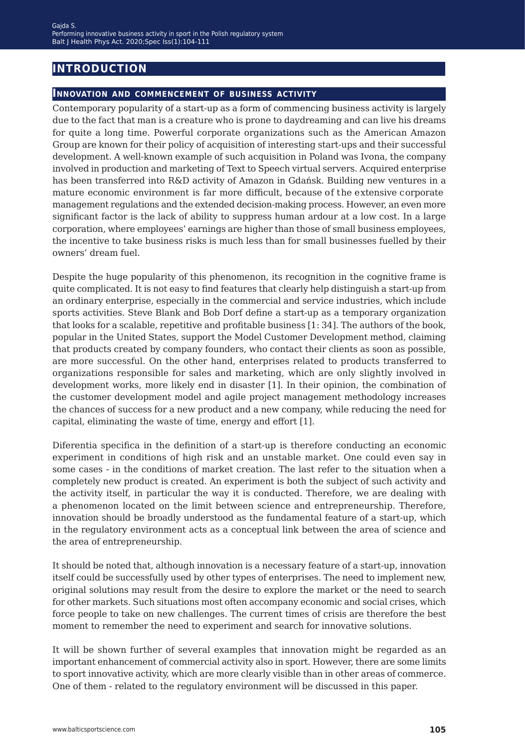# Introduction

## Innovation and commencement of business activity

Contemporary popularity of a start-up as a form of commencing business activity is largely due to the fact that man is a creature who is prone to daydreaming and can live his dreams for quite a long time. Powerful corporate organizations such as the American Amazon Group are known for their policy of acquisition of interesting start-ups and their successful development. A well-known example of such acquisition in Poland was Ivona, the company involved in production and marketing of Text to Speech virtual servers. Acquired enterprise has been transferred into R&D activity of Amazon in Gdańsk. Building new ventures in a mature economic environment is far more difficult, because of the extensive corporate management regulations and the extended decision-making process. However, an even more significant factor is the lack of ability to suppress human ardour at a low cost. In a large corporation, where employees' earnings are higher than those of small business employees, the incentive to take business risks is much less than for small businesses fuelled by their owners' dream fuel.

Despite the huge popularity of this phenomenon, its recognition in the cognitive frame is quite complicated. It is not easy to find features that clearly help distinguish a start-up from an ordinary enterprise, especially in the commercial and service industries, which include sports activities. Steve Blank and Bob Dorf define a start-up as a temporary organization that looks for a scalable, repetitive and profitable business [1: 34]. The authors of the book, popular in the United States, support the Model Customer Development method, claiming that products created by company founders, who contact their clients as soon as possible, are more successful. On the other hand, enterprises related to products transferred to organizations responsible for sales and marketing, which are only slightly involved in development works, more likely end in disaster [1]. In their opinion, the combination of the customer development model and agile project management methodology increases the chances of success for a new product and a new company, while reducing the need for capital, eliminating the waste of time, energy and effort [1].

Diferentia specifica in the definition of a start-up is therefore conducting an economic experiment in conditions of high risk and an unstable market. One could even say in some cases - in the conditions of market creation. The last refer to the situation when a completely new product is created. An experiment is both the subject of such activity and the activity itself, in particular the way it is conducted. Therefore, we are dealing with a phenomenon located on the limit between science and entrepreneurship. Therefore, innovation should be broadly understood as the fundamental feature of a start-up, which in the regulatory environment acts as a conceptual link between the area of science and the area of entrepreneurship.

It should be noted that, although innovation is a necessary feature of a start-up, innovation itself could be successfully used by other types of enterprises. The need to implement new, original solutions may result from the desire to explore the market or the need to search for other markets. Such situations most often accompany economic and social crises, which force people to take on new challenges. The current times of crisis are therefore the best moment to remember the need to experiment and search for innovative solutions.

It will be shown further of several examples that innovation might be regarded as an important enhancement of commercial activity also in sport. However, there are some limits to sport innovative activity, which are more clearly visible than in other areas of commerce. One of them - related to the regulatory environment will be discussed in this paper.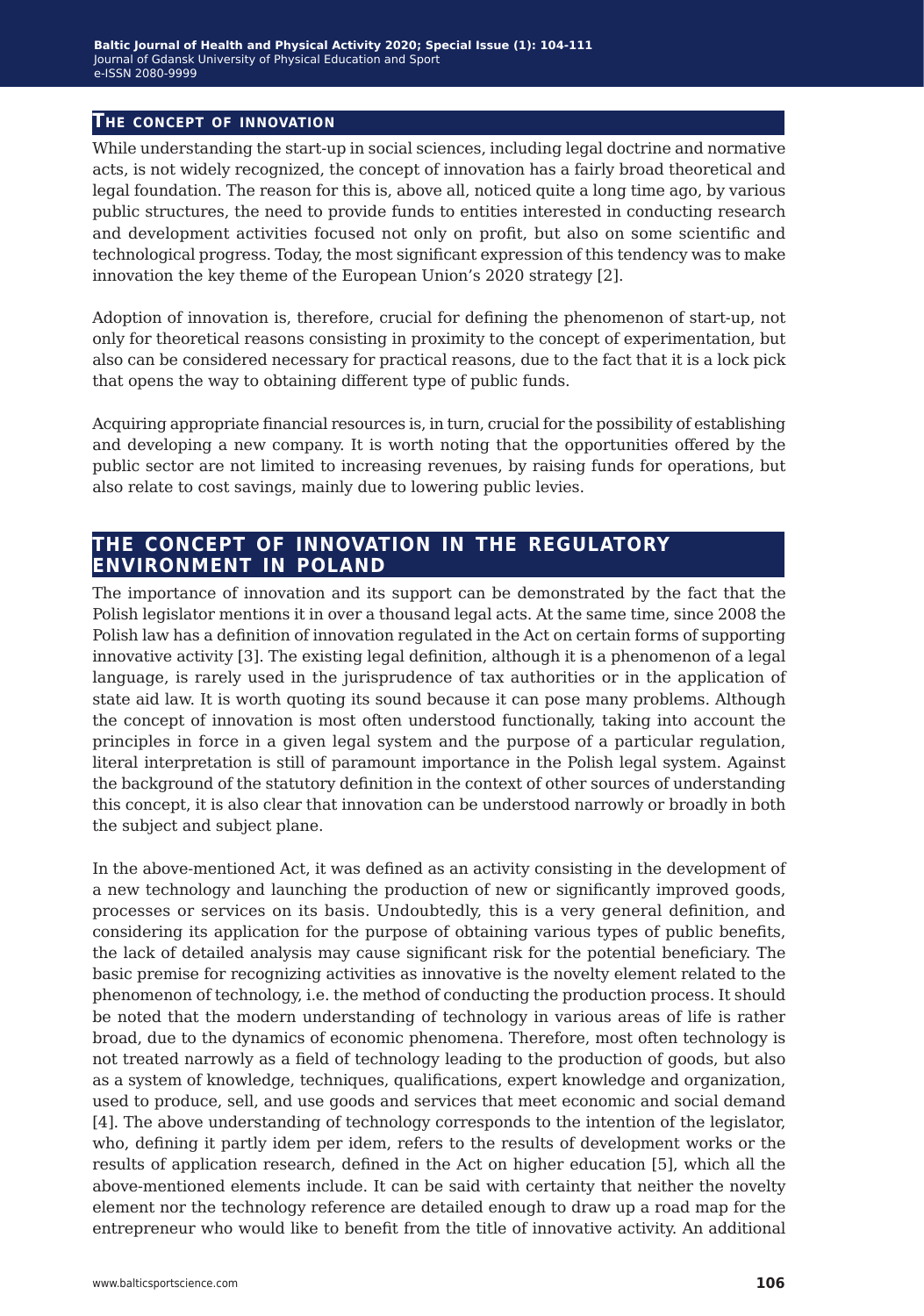## The concept of innovation

While understanding the start-up in social sciences, including legal doctrine and normative acts, is not widely recognized, the concept of innovation has a fairly broad theoretical and legal foundation. The reason for this is, above all, noticed quite a long time ago, by various public structures, the need to provide funds to entities interested in conducting research and development activities focused not only on profit, but also on some scientific and technological progress. Today, the most significant expression of this tendency was to make innovation the key theme of the European Union's 2020 strategy [2].

Adoption of innovation is, therefore, crucial for defining the phenomenon of start-up, not only for theoretical reasons consisting in proximity to the concept of experimentation, but also can be considered necessary for practical reasons, due to the fact that it is a lock pick that opens the way to obtaining different type of public funds.

Acquiring appropriate financial resources is, in turn, crucial for the possibility of establishing and developing a new company. It is worth noting that the opportunities offered by the public sector are not limited to increasing revenues, by raising funds for operations, but also relate to cost savings, mainly due to lowering public levies.

## The concept of innovation in the regulatory environment in Poland

The importance of innovation and its support can be demonstrated by the fact that the Polish legislator mentions it in over a thousand legal acts. At the same time, since 2008 the Polish law has a definition of innovation regulated in the Act on certain forms of supporting innovative activity [3]. The existing legal definition, although it is a phenomenon of a legal language, is rarely used in the jurisprudence of tax authorities or in the application of state aid law. It is worth quoting its sound because it can pose many problems. Although the concept of innovation is most often understood functionally, taking into account the principles in force in a given legal system and the purpose of a particular regulation, literal interpretation is still of paramount importance in the Polish legal system. Against the background of the statutory definition in the context of other sources of understanding this concept, it is also clear that innovation can be understood narrowly or broadly in both the subject and subject plane.

In the above-mentioned Act, it was defined as an activity consisting in the development of a new technology and launching the production of new or significantly improved goods, processes or services on its basis. Undoubtedly, this is a very general definition, and considering its application for the purpose of obtaining various types of public benefits, the lack of detailed analysis may cause significant risk for the potential beneficiary. The basic premise for recognizing activities as innovative is the novelty element related to the phenomenon of technology, i.e. the method of conducting the production process. It should be noted that the modern understanding of technology in various areas of life is rather broad, due to the dynamics of economic phenomena. Therefore, most often technology is not treated narrowly as a field of technology leading to the production of goods, but also as a system of knowledge, techniques, qualifications, expert knowledge and organization, used to produce, sell, and use goods and services that meet economic and social demand [4]. The above understanding of technology corresponds to the intention of the legislator, who, defining it partly idem per idem, refers to the results of development works or the results of application research, defined in the Act on higher education [5], which all the above-mentioned elements include. It can be said with certainty that neither the novelty element nor the technology reference are detailed enough to draw up a road map for the entrepreneur who would like to benefit from the title of innovative activity. An additional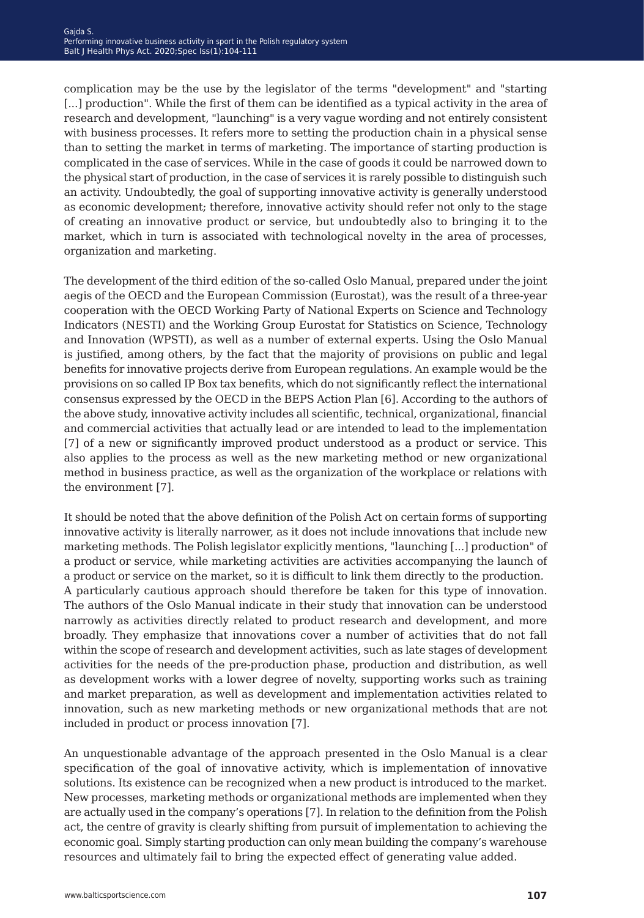complication may be the use by the legislator of the terms "development" and "starting [...] production". While the first of them can be identified as a typical activity in the area of research and development, "launching" is a very vague wording and not entirely consistent with business processes. It refers more to setting the production chain in a physical sense than to setting the market in terms of marketing. The importance of starting production is complicated in the case of services. While in the case of goods it could be narrowed down to the physical start of production, in the case of services it is rarely possible to distinguish such an activity. Undoubtedly, the goal of supporting innovative activity is generally understood as economic development; therefore, innovative activity should refer not only to the stage of creating an innovative product or service, but undoubtedly also to bringing it to the market, which in turn is associated with technological novelty in the area of processes, organization and marketing.

The development of the third edition of the so-called Oslo Manual, prepared under the joint aegis of the OECD and the European Commission (Eurostat), was the result of a three-year cooperation with the OECD Working Party of National Experts on Science and Technology Indicators (NESTI) and the Working Group Eurostat for Statistics on Science, Technology and Innovation (WPSTI), as well as a number of external experts. Using the Oslo Manual is justified, among others, by the fact that the majority of provisions on public and legal benefits for innovative projects derive from European regulations. An example would be the provisions on so called IP Box tax benefits, which do not significantly reflect the international consensus expressed by the OECD in the BEPS Action Plan [6]. According to the authors of the above study, innovative activity includes all scientific, technical, organizational, financial and commercial activities that actually lead or are intended to lead to the implementation [7] of a new or significantly improved product understood as a product or service. This also applies to the process as well as the new marketing method or new organizational method in business practice, as well as the organization of the workplace or relations with the environment [7].

It should be noted that the above definition of the Polish Act on certain forms of supporting innovative activity is literally narrower, as it does not include innovations that include new marketing methods. The Polish legislator explicitly mentions, "launching [...] production" of a product or service, while marketing activities are activities accompanying the launch of a product or service on the market, so it is difficult to link them directly to the production. A particularly cautious approach should therefore be taken for this type of innovation. The authors of the Oslo Manual indicate in their study that innovation can be understood narrowly as activities directly related to product research and development, and more broadly. They emphasize that innovations cover a number of activities that do not fall within the scope of research and development activities, such as late stages of development activities for the needs of the pre-production phase, production and distribution, as well as development works with a lower degree of novelty, supporting works such as training and market preparation, as well as development and implementation activities related to innovation, such as new marketing methods or new organizational methods that are not included in product or process innovation [7].

An unquestionable advantage of the approach presented in the Oslo Manual is a clear specification of the goal of innovative activity, which is implementation of innovative solutions. Its existence can be recognized when a new product is introduced to the market. New processes, marketing methods or organizational methods are implemented when they are actually used in the company's operations [7]. In relation to the definition from the Polish act, the centre of gravity is clearly shifting from pursuit of implementation to achieving the economic goal. Simply starting production can only mean building the company's warehouse resources and ultimately fail to bring the expected effect of generating value added.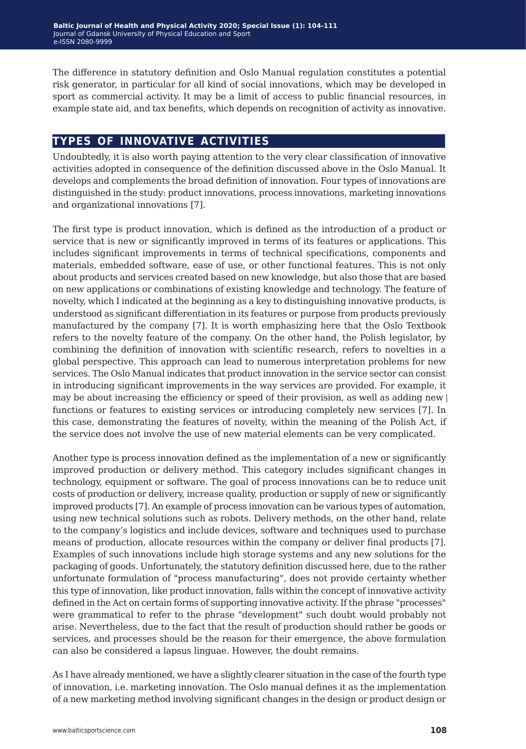The difference in statutory definition and Oslo Manual regulation constitutes a potential risk generator, in particular for all kind of social innovations, which may be developed in sport as commercial activity. It may be a limit of access to public financial resources, in example state aid, and tax benefits, which depends on recognition of activity as innovative.

## TYPES OF INNOVATIVE ACTIVITIES

Undoubtedly, it is also worth paying attention to the very clear classification of innovative activities adopted in consequence of the definition discussed above in the Oslo Manual. It develops and complements the broad definition of innovation. Four types of innovations are distinguished in the study: product innovations, process innovations, marketing innovations and organizational innovations [7].

The first type is product innovation, which is defined as the introduction of a product or service that is new or significantly improved in terms of its features or applications. This includes significant improvements in terms of technical specifications, components and materials, embedded software, ease of use, or other functional features. This is not only about products and services created based on new knowledge, but also those that are based on new applications or combinations of existing knowledge and technology. The feature of novelty, which I indicated at the beginning as a key to distinguishing innovative products, is understood as significant differentiation in its features or purpose from products previously manufactured by the company [7]. It is worth emphasizing here that the Oslo Textbook refers to the novelty feature of the company. On the other hand, the Polish legislator, by combining the definition of innovation with scientific research, refers to novelties in a global perspective. This approach can lead to numerous interpretation problems for new services. The Oslo Manual indicates that product innovation in the service sector can consist in introducing significant improvements in the way services are provided. For example, it may be about increasing the efficiency or speed of their provision, as well as adding new functions or features to existing services or introducing completely new services [7]. In this case, demonstrating the features of novelty, within the meaning of the Polish Act, if the service does not involve the use of new material elements can be very complicated.

Another type is process innovation defined as the implementation of a new or significantly improved production or delivery method. This category includes significant changes in technology, equipment or software. The goal of process innovations can be to reduce unit costs of production or delivery, increase quality, production or supply of new or significantly improved products [7]. An example of process innovation can be various types of automation, using new technical solutions such as robots. Delivery methods, on the other hand, relate to the company's logistics and include devices, software and techniques used to purchase means of production, allocate resources within the company or deliver final products [7]. Examples of such innovations include high storage systems and any new solutions for the packaging of goods. Unfortunately, the statutory definition discussed here, due to the rather unfortunate formulation of "process manufacturing", does not provide certainty whether this type of innovation, like product innovation, falls within the concept of innovative activity defined in the Act on certain forms of supporting innovative activity. If the phrase "processes" were grammatical to refer to the phrase "development" such doubt would probably not arise. Nevertheless, due to the fact that the result of production should rather be goods or services, and processes should be the reason for their emergence, the above formulation can also be considered a lapsus linguae. However, the doubt remains.

As I have already mentioned, we have a slightly clearer situation in the case of the fourth type of innovation, i.e. marketing innovation. The Oslo manual defines it as the implementation of a new marketing method involving significant changes in the design or product design or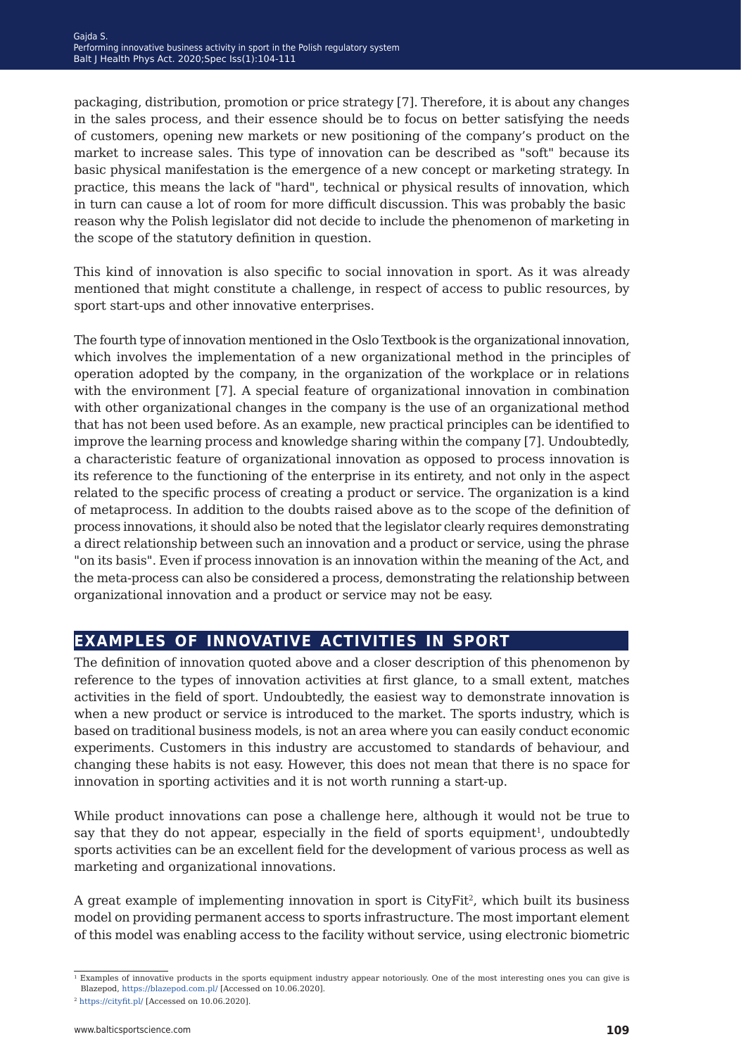packaging, distribution, promotion or price strategy [7]. Therefore, it is about any changes in the sales process, and their essence should be to focus on better satisfying the needs of customers, opening new markets or new positioning of the company's product on the market to increase sales. This type of innovation can be described as "soft" because its basic physical manifestation is the emergence of a new concept or marketing strategy. In practice, this means the lack of "hard", technical or physical results of innovation, which in turn can cause a lot of room for more difficult discussion. This was probably the basic reason why the Polish legislator did not decide to include the phenomenon of marketing in the scope of the statutory definition in question.

This kind of innovation is also specific to social innovation in sport. As it was already mentioned that might constitute a challenge, in respect of access to public resources, by sport start-ups and other innovative enterprises.

The fourth type of innovation mentioned in the Oslo Textbook is the organizational innovation, which involves the implementation of a new organizational method in the principles of operation adopted by the company, in the organization of the workplace or in relations with the environment [7]. A special feature of organizational innovation in combination with other organizational changes in the company is the use of an organizational method that has not been used before. As an example, new practical principles can be identified to improve the learning process and knowledge sharing within the company [7]. Undoubtedly, a characteristic feature of organizational innovation as opposed to process innovation is its reference to the functioning of the enterprise in its entirety, and not only in the aspect related to the specific process of creating a product or service. The organization is a kind of metaprocess. In addition to the doubts raised above as to the scope of the definition of process innovations, it should also be noted that the legislator clearly requires demonstrating a direct relationship between such an innovation and a product or service, using the phrase "on its basis". Even if process innovation is an innovation within the meaning of the Act, and the meta-process can also be considered a process, demonstrating the relationship between organizational innovation and a product or service may not be easy.

## EXAMPLES OF INNOVATIVE ACTIVITIES IN SPORT

The definition of innovation quoted above and a closer description of this phenomenon by reference to the types of innovation activities at first glance, to a small extent, matches activities in the field of sport. Undoubtedly, the easiest way to demonstrate innovation is when a new product or service is introduced to the market. The sports industry, which is based on traditional business models, is not an area where you can easily conduct economic experiments. Customers in this industry are accustomed to standards of behaviour, and changing these habits is not easy. However, this does not mean that there is no space for innovation in sporting activities and it is not worth running a start-up.

While product innovations can pose a challenge here, although it would not be true to say that they do not appear, especially in the field of sports equipment[1], undoubtedly sports activities can be an excellent field for the development of various process as well as marketing and organizational innovations.

A great example of implementing innovation in sport is CityFit[2], which built its business model on providing permanent access to sports infrastructure. The most important element of this model was enabling access to the facility without service, using electronic biometric

[1] Examples of innovative products in the sports equipment industry appear notoriously. One of the most interesting ones you can give is Blazepod, https://blazepod.com.pl/ [Accessed on 10.06.2020].

[2] https://cityfit.pl/ [Accessed on 10.06.2020].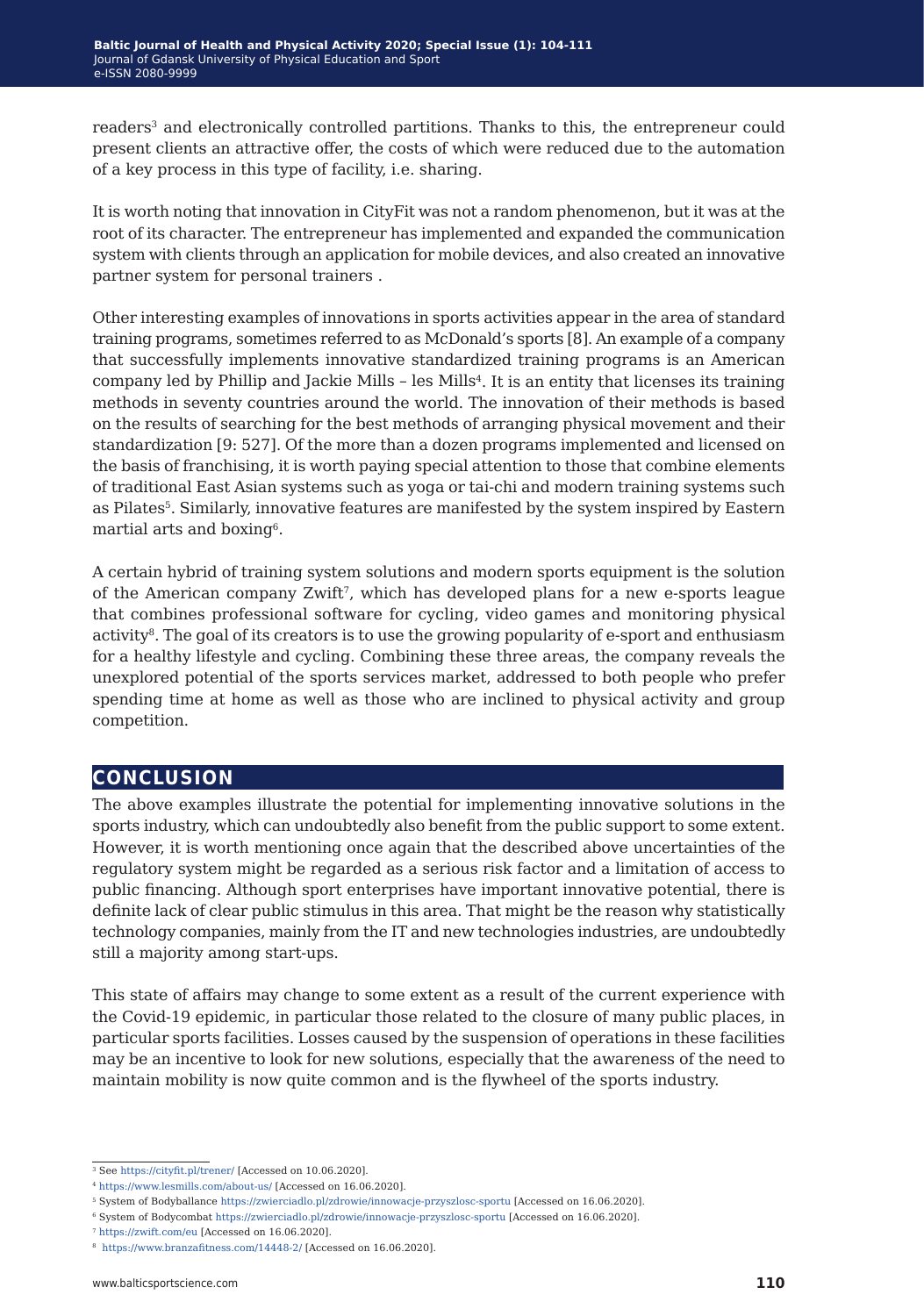readers[3] and electronically controlled partitions. Thanks to this, the entrepreneur could present clients an attractive offer, the costs of which were reduced due to the automation of a key process in this type of facility, i.e. sharing.

It is worth noting that innovation in CityFit was not a random phenomenon, but it was at the root of its character. The entrepreneur has implemented and expanded the communication system with clients through an application for mobile devices, and also created an innovative partner system for personal trainers .

Other interesting examples of innovations in sports activities appear in the area of standard training programs, sometimes referred to as McDonald's sports [8]. An example of a company that successfully implements innovative standardized training programs is an American company led by Phillip and Jackie Mills – les Mills[4]. It is an entity that licenses its training methods in seventy countries around the world. The innovation of their methods is based on the results of searching for the best methods of arranging physical movement and their standardization [9: 527]. Of the more than a dozen programs implemented and licensed on the basis of franchising, it is worth paying special attention to those that combine elements of traditional East Asian systems such as yoga or tai-chi and modern training systems such as Pilates[5]. Similarly, innovative features are manifested by the system inspired by Eastern martial arts and boxing[6].

A certain hybrid of training system solutions and modern sports equipment is the solution of the American company Zwift[7], which has developed plans for a new e-sports league that combines professional software for cycling, video games and monitoring physical activity[8]. The goal of its creators is to use the growing popularity of e-sport and enthusiasm for a healthy lifestyle and cycling. Combining these three areas, the company reveals the unexplored potential of the sports services market, addressed to both people who prefer spending time at home as well as those who are inclined to physical activity and group competition.

## CONCLUSION

The above examples illustrate the potential for implementing innovative solutions in the sports industry, which can undoubtedly also benefit from the public support to some extent. However, it is worth mentioning once again that the described above uncertainties of the regulatory system might be regarded as a serious risk factor and a limitation of access to public financing. Although sport enterprises have important innovative potential, there is definite lack of clear public stimulus in this area. That might be the reason why statistically technology companies, mainly from the IT and new technologies industries, are undoubtedly still a majority among start-ups.

This state of affairs may change to some extent as a result of the current experience with the Covid-19 epidemic, in particular those related to the closure of many public places, in particular sports facilities. Losses caused by the suspension of operations in these facilities may be an incentive to look for new solutions, especially that the awareness of the need to maintain mobility is now quite common and is the flywheel of the sports industry.

---

[3] See https://cityfit.pl/trener/ [Accessed on 10.06.2020].

[4] https://www.lesmills.com/about-us/ [Accessed on 16.06.2020].

[5] System of Bodyballance https://zwierciadlo.pl/zdrowie/innowacje-przyszlosc-sportu [Accessed on 16.06.2020].

[6] System of Bodycombat https://zwierciadlo.pl/zdrowie/innowacje-przyszlosc-sportu [Accessed on 16.06.2020].

[7] https://zwift.com/eu [Accessed on 16.06.2020].

[8] https://www.branzafitness.com/14448-2/ [Accessed on 16.06.2020].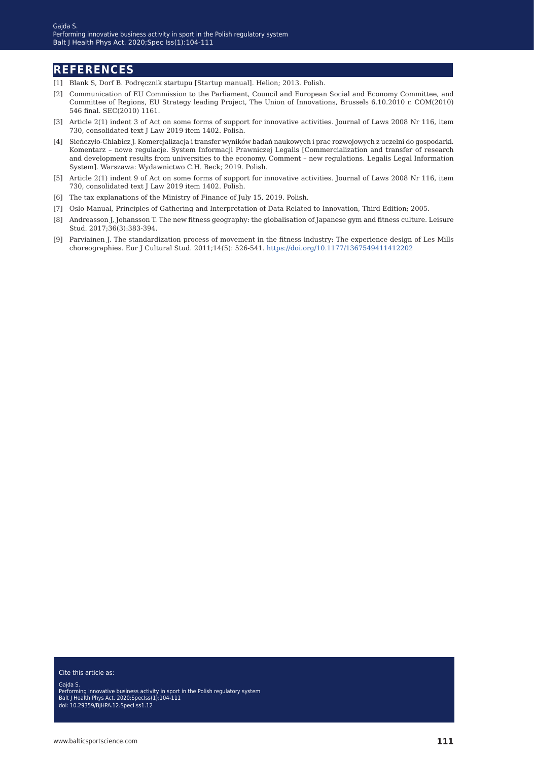## REFERENCES

[1] Blank S, Dorf B. Podręcznik startupu [Startup manual]. Helion; 2013. Polish.

[2] Communication of EU Commission to the Parliament, Council and European Social and Economy Committee, and Committee of Regions, EU Strategy leading Project, The Union of Innovations, Brussels 6.10.2010 r. COM(2010) 546 final. SEC(2010) 1161.

[3] Article 2(1) indent 3 of Act on some forms of support for innovative activities. Journal of Laws 2008 Nr 116, item 730, consolidated text J Law 2019 item 1402. Polish.

[4] Sieńczyło-Chlabicz J. Komercjalizacja i transfer wyników badań naukowych i prac rozwojowych z uczelni do gospodarki. Komentarz – nowe regulacje. System Informacji Prawniczej Legalis [Commercialization and transfer of research and development results from universities to the economy. Comment – new regulations. Legalis Legal Information System]. Warszawa: Wydawnictwo C.H. Beck; 2019. Polish.

[5] Article 2(1) indent 9 of Act on some forms of support for innovative activities. Journal of Laws 2008 Nr 116, item 730, consolidated text J Law 2019 item 1402. Polish.

[6] The tax explanations of the Ministry of Finance of July 15, 2019. Polish.

[7] Oslo Manual, Principles of Gathering and Interpretation of Data Related to Innovation, Third Edition; 2005.

[8] Andreasson J, Johansson T. The new fitness geography: the globalisation of Japanese gym and fitness culture. Leisure Stud. 2017;36(3):383-394.

[9] Parviainen J. The standardization process of movement in the fitness industry: The experience design of Les Mills choreographies. Eur J Cultural Stud. 2011;14(5): 526-541. https://doi.org/10.1177/1367549411412202

Cite this article as:

Gajda S.
Performing innovative business activity in sport in the Polish regulatory system
Balt J Health Phys Act. 2020;SpecIss(1):104-111
doi: 10.29359/BJHPA.12.Spec1.ss1.12